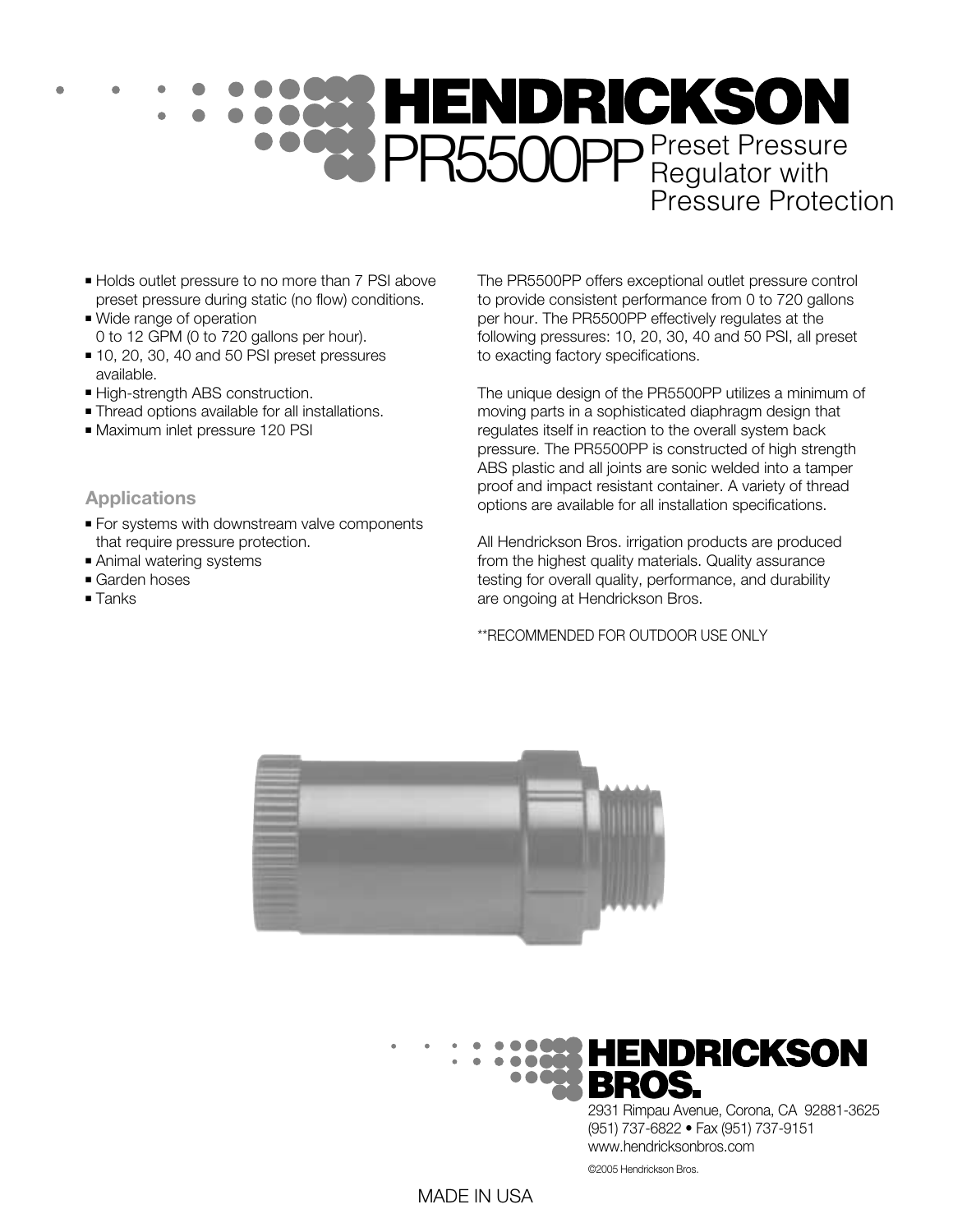# HENDRICKSON

## PR5500PP Preset Pressure Regulator with Pressure Protection

- Holds outlet pressure to no more than 7 PSI above preset pressure during static (no flow) conditions.
- Wide range of operation 0 to 12 GPM (0 to 720 gallons per hour).
- 10, 20, 30, 40 and 50 PSI preset pressures available.
- High-strength ABS construction.
- Thread options available for all installations.
- Maximum inlet pressure 120 PSI

### Applications

- For systems with downstream valve components that require pressure protection.
- Animal watering systems
- Garden hoses
- Tanks

The PR5500PP offers exceptional outlet pressure control to provide consistent performance from 0 to 720 gallons per hour. The PR5500PP effectively regulates at the following pressures: 10, 20, 30, 40 and 50 PSI, all preset to exacting factory specifications.

The unique design of the PR5500PP utilizes a minimum of moving parts in a sophisticated diaphragm design that regulates itself in reaction to the overall system back pressure. The PR5500PP is constructed of high strength ABS plastic and all joints are sonic welded into a tamper proof and impact resistant container. A variety of thread options are available for all installation specifications.

All Hendrickson Bros. irrigation products are produced from the highest quality materials. Quality assurance testing for overall quality, performance, and durability are ongoing at Hendrickson Bros.

**RECOMMENDED FOR OUTDOOR USE ONLY

**HENDRICKSON BROS.**
2931 Rimpau Avenue, Corona, CA 92881-3625
(951) 737-6822 • Fax (951) 737-9151
www.hendricksonbros.com

©2005 Hendrickson Bros.

MADE IN USA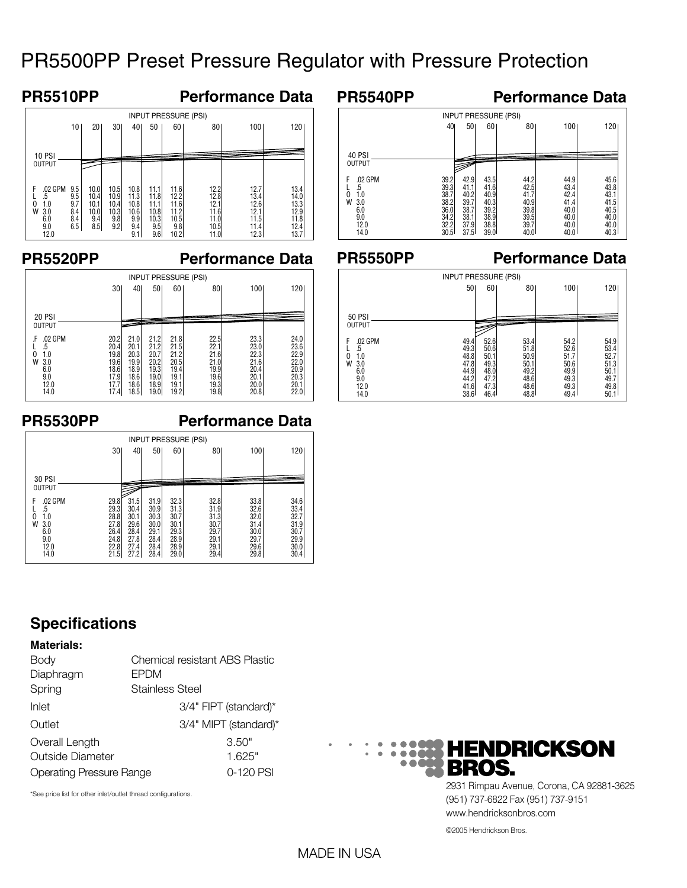# PR5500PP Preset Pressure Regulator with Pressure Protection

## PR5510PP Performance Data

INPUT PRESSURE (PSI)

10 PSI OUTPUT

| FLOW | 10 | 20 | 30 | 40 | 50 | 60 | 80 | 100 | 120 |
|---|---|---|---|---|---|---|---|---|---|
| .02 GPM | 9.5 | 10.0 | 10.5 | 10.8 | 11.1 | 11.6 | 12.2 | 12.7 | 13.4 |
| .5 | 9.5 | 10.4 | 10.9 | 11.3 | 11.8 | 12.2 | 12.8 | 13.4 | 14.0 |
| 1.0 | 9.7 | 10.1 | 10.4 | 10.8 | 11.1 | 11.6 | 12.1 | 12.6 | 13.3 |
| 3.0 | 8.4 | 10.0 | 10.3 | 10.6 | 10.8 | 11.2 | 11.6 | 12.1 | 12.9 |
| 6.0 | 8.4 | 9.4 | 9.8 | 9.9 | 10.3 | 10.5 | 11.0 | 11.5 | 11.8 |
| 9.0 | 6.5 | 8.5 | 9.2 | 9.4 | 9.5 | 9.8 | 10.5 | 11.4 | 12.4 |
| 12.0 | | | | 9.1 | 9.6 | 10.2 | 11.0 | 12.3 | 13.7 |

## PR5520PP Performance Data

INPUT PRESSURE (PSI)

20 PSI OUTPUT

| FLOW | 30 | 40 | 50 | 60 | 80 | 100 | 120 |
|---|---|---|---|---|---|---|---|
| .02 GPM | 20.2 | 21.0 | 21.2 | 21.8 | 22.5 | 23.3 | 24.0 |
| .5 | 20.4 | 20.1 | 21.2 | 21.5 | 22.1 | 23.0 | 23.6 |
| 1.0 | 19.8 | 20.3 | 20.7 | 21.2 | 21.6 | 22.3 | 22.9 |
| 3.0 | 19.6 | 19.9 | 20.2 | 20.5 | 21.0 | 21.6 | 22.0 |
| 6.0 | 18.6 | 18.9 | 19.3 | 19.4 | 19.9 | 20.4 | 20.9 |
| 9.0 | 17.9 | 18.6 | 19.0 | 19.1 | 19.6 | 20.1 | 20.3 |
| 12.0 | 17.7 | 18.6 | 18.9 | 19.1 | 19.3 | 20.0 | 20.1 |
| 14.0 | 17.4 | 18.5 | 19.0 | 19.2 | 19.8 | 20.8 | 22.0 |

## PR5530PP Performance Data

INPUT PRESSURE (PSI)

30 PSI OUTPUT

| FLOW | 30 | 40 | 50 | 60 | 80 | 100 | 120 |
|---|---|---|---|---|---|---|---|
| .02 GPM | 29.8 | 31.5 | 31.9 | 32.3 | 32.8 | 33.8 | 34.6 |
| .5 | 29.3 | 30.4 | 30.9 | 31.3 | 31.9 | 32.6 | 33.4 |
| 1.0 | 28.8 | 30.1 | 30.3 | 30.7 | 31.3 | 32.0 | 32.7 |
| 3.0 | 27.8 | 29.6 | 30.0 | 30.1 | 30.7 | 31.4 | 31.9 |
| 6.0 | 26.4 | 28.4 | 29.1 | 29.3 | 29.7 | 30.0 | 30.7 |
| 9.0 | 24.8 | 27.8 | 28.4 | 28.9 | 29.1 | 29.7 | 29.9 |
| 12.0 | 22.8 | 27.4 | 28.4 | 28.9 | 29.1 | 29.6 | 30.0 |
| 14.0 | 21.5 | 27.2 | 28.4 | 29.0 | 29.4 | 29.8 | 30.4 |

## PR5540PP Performance Data

INPUT PRESSURE (PSI)

40 PSI OUTPUT

| FLOW | 40 | 50 | 60 | 80 | 100 | 120 |
|---|---|---|---|---|---|---|
| .02 GPM | 39.2 | 42.9 | 43.5 | 44.2 | 44.9 | 45.6 |
| .5 | 39.3 | 41.1 | 41.6 | 42.5 | 43.4 | 43.8 |
| 1.0 | 38.7 | 40.2 | 40.9 | 41.7 | 42.4 | 43.1 |
| 3.0 | 38.2 | 39.7 | 40.3 | 40.9 | 41.4 | 41.5 |
| 6.0 | 36.0 | 38.7 | 39.2 | 39.8 | 40.0 | 40.5 |
| 9.0 | 34.2 | 38.1 | 38.9 | 39.5 | 40.0 | 40.0 |
| 12.0 | 32.2 | 37.9 | 38.8 | 39.7 | 40.0 | 40.0 |
| 14.0 | 30.5 | 37.5 | 39.0 | 40.0 | 40.0 | 40.3 |

## PR5550PP Performance Data

INPUT PRESSURE (PSI)

50 PSI OUTPUT

| FLOW | 50 | 60 | 80 | 100 | 120 |
|---|---|---|---|---|---|
| .02 GPM | 49.4 | 52.6 | 53.4 | 54.2 | 54.9 |
| .5 | 49.3 | 50.6 | 51.8 | 52.6 | 53.4 |
| 1.0 | 48.8 | 50.1 | 50.9 | 51.7 | 52.7 |
| 3.0 | 47.8 | 49.3 | 50.1 | 50.6 | 51.3 |
| 6.0 | 44.9 | 48.0 | 49.2 | 49.9 | 50.1 |
| 9.0 | 44.2 | 47.2 | 48.6 | 49.3 | 49.7 |
| 12.0 | 41.6 | 47.3 | 48.6 | 49.3 | 49.8 |
| 14.0 | 38.6 | 46.4 | 48.8 | 49.4 | 50.1 |

## Specifications

**Materials:**

| | |
|---|---|
| Body | Chemical resistant ABS Plastic |
| Diaphragm | EPDM |
| Spring | Stainless Steel |
| Inlet | 3/4" FIPT (standard)* |
| Outlet | 3/4" MIPT (standard)* |
| Overall Length | 3.50" |
| Outside Diameter | 1.625" |
| Operating Pressure Range | 0-120 PSI |

*See price list for other inlet/outlet thread configurations.

**HENDRICKSON BROS.**

2931 Rimpau Avenue, Corona, CA 92881-3625
(951) 737-6822 Fax (951) 737-9151
www.hendricksonbros.com

©2005 Hendrickson Bros.

MADE IN USA